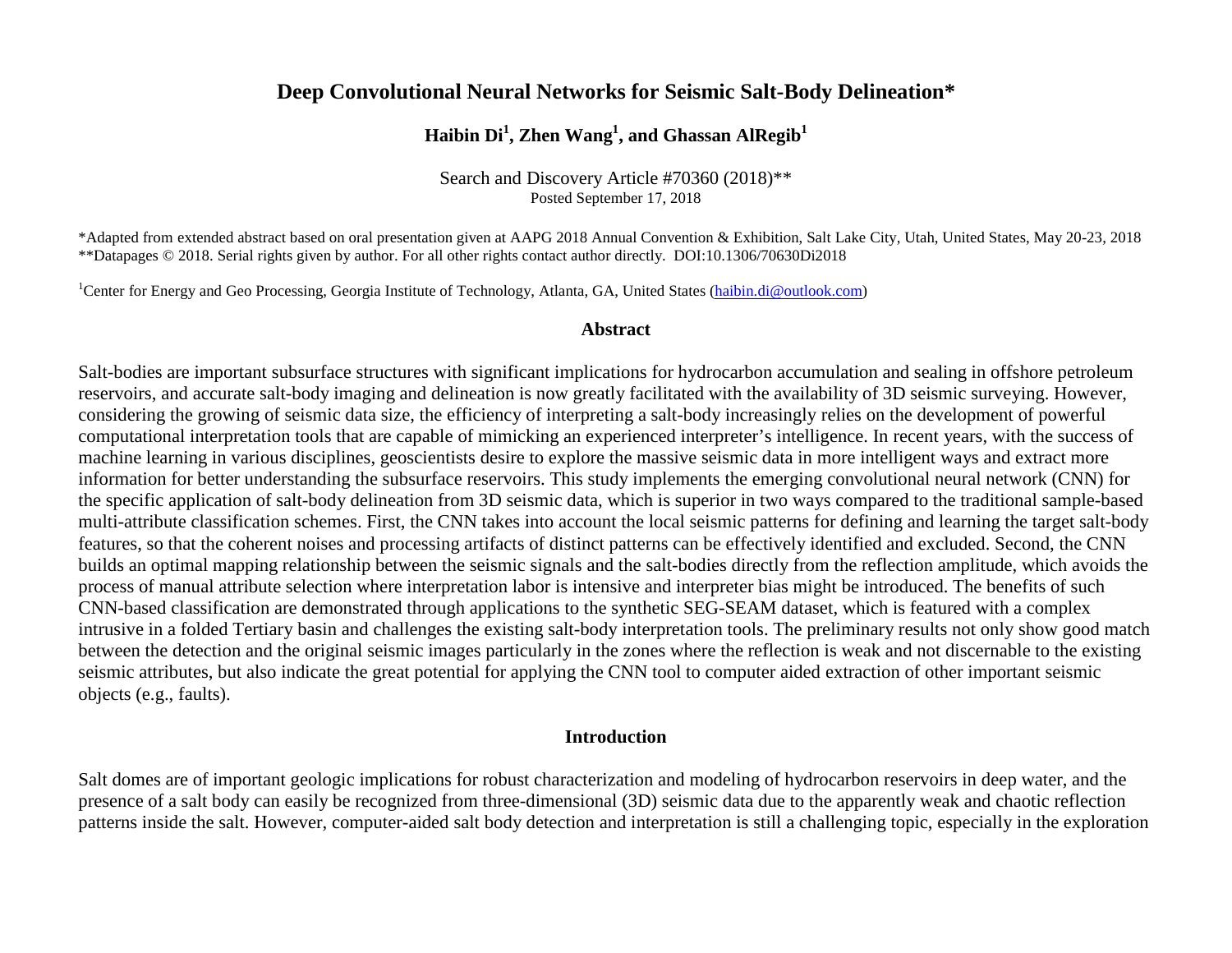# Deep Convolutional Neural Networks for Seismic Salt-Body Delineation*

**Haibin Di[1], Zhen Wang[1], and Ghassan AlRegib[1]**

Search and Discovery Article #70360 (2018)**
Posted September 17, 2018

*Adapted from extended abstract based on oral presentation given at AAPG 2018 Annual Convention & Exhibition, Salt Lake City, Utah, United States, May 20-23, 2018
**Datapages © 2018. Serial rights given by author. For all other rights contact author directly. DOI:10.1306/70630Di2018

[1]Center for Energy and Geo Processing, Georgia Institute of Technology, Atlanta, GA, United States (haibin.di@outlook.com)

## Abstract

Salt-bodies are important subsurface structures with significant implications for hydrocarbon accumulation and sealing in offshore petroleum reservoirs, and accurate salt-body imaging and delineation is now greatly facilitated with the availability of 3D seismic surveying. However, considering the growing of seismic data size, the efficiency of interpreting a salt-body increasingly relies on the development of powerful computational interpretation tools that are capable of mimicking an experienced interpreter's intelligence. In recent years, with the success of machine learning in various disciplines, geoscientists desire to explore the massive seismic data in more intelligent ways and extract more information for better understanding the subsurface reservoirs. This study implements the emerging convolutional neural network (CNN) for the specific application of salt-body delineation from 3D seismic data, which is superior in two ways compared to the traditional sample-based multi-attribute classification schemes. First, the CNN takes into account the local seismic patterns for defining and learning the target salt-body features, so that the coherent noises and processing artifacts of distinct patterns can be effectively identified and excluded. Second, the CNN builds an optimal mapping relationship between the seismic signals and the salt-bodies directly from the reflection amplitude, which avoids the process of manual attribute selection where interpretation labor is intensive and interpreter bias might be introduced. The benefits of such CNN-based classification are demonstrated through applications to the synthetic SEG-SEAM dataset, which is featured with a complex intrusive in a folded Tertiary basin and challenges the existing salt-body interpretation tools. The preliminary results not only show good match between the detection and the original seismic images particularly in the zones where the reflection is weak and not discernable to the existing seismic attributes, but also indicate the great potential for applying the CNN tool to computer aided extraction of other important seismic objects (e.g., faults).

## Introduction

Salt domes are of important geologic implications for robust characterization and modeling of hydrocarbon reservoirs in deep water, and the presence of a salt body can easily be recognized from three-dimensional (3D) seismic data due to the apparently weak and chaotic reflection patterns inside the salt. However, computer-aided salt body detection and interpretation is still a challenging topic, especially in the exploration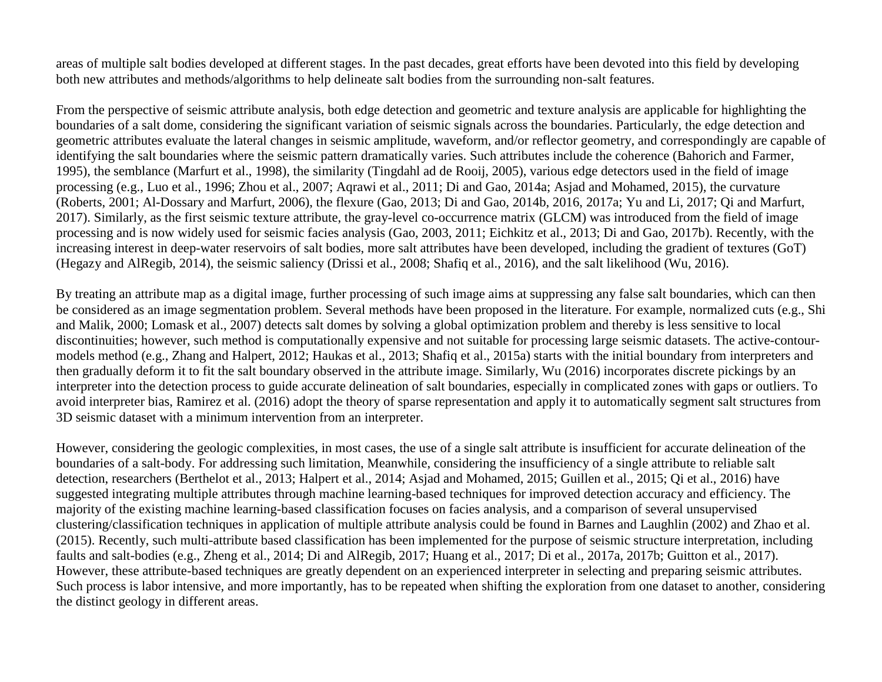areas of multiple salt bodies developed at different stages. In the past decades, great efforts have been devoted into this field by developing both new attributes and methods/algorithms to help delineate salt bodies from the surrounding non-salt features.

From the perspective of seismic attribute analysis, both edge detection and geometric and texture analysis are applicable for highlighting the boundaries of a salt dome, considering the significant variation of seismic signals across the boundaries. Particularly, the edge detection and geometric attributes evaluate the lateral changes in seismic amplitude, waveform, and/or reflector geometry, and correspondingly are capable of identifying the salt boundaries where the seismic pattern dramatically varies. Such attributes include the coherence (Bahorich and Farmer, 1995), the semblance (Marfurt et al., 1998), the similarity (Tingdahl ad de Rooij, 2005), various edge detectors used in the field of image processing (e.g., Luo et al., 1996; Zhou et al., 2007; Aqrawi et al., 2011; Di and Gao, 2014a; Asjad and Mohamed, 2015), the curvature (Roberts, 2001; Al-Dossary and Marfurt, 2006), the flexure (Gao, 2013; Di and Gao, 2014b, 2016, 2017a; Yu and Li, 2017; Qi and Marfurt, 2017). Similarly, as the first seismic texture attribute, the gray-level co-occurrence matrix (GLCM) was introduced from the field of image processing and is now widely used for seismic facies analysis (Gao, 2003, 2011; Eichkitz et al., 2013; Di and Gao, 2017b). Recently, with the increasing interest in deep-water reservoirs of salt bodies, more salt attributes have been developed, including the gradient of textures (GoT) (Hegazy and AlRegib, 2014), the seismic saliency (Drissi et al., 2008; Shafiq et al., 2016), and the salt likelihood (Wu, 2016).

By treating an attribute map as a digital image, further processing of such image aims at suppressing any false salt boundaries, which can then be considered as an image segmentation problem. Several methods have been proposed in the literature. For example, normalized cuts (e.g., Shi and Malik, 2000; Lomask et al., 2007) detects salt domes by solving a global optimization problem and thereby is less sensitive to local discontinuities; however, such method is computationally expensive and not suitable for processing large seismic datasets. The active-contour-models method (e.g., Zhang and Halpert, 2012; Haukas et al., 2013; Shafiq et al., 2015a) starts with the initial boundary from interpreters and then gradually deform it to fit the salt boundary observed in the attribute image. Similarly, Wu (2016) incorporates discrete pickings by an interpreter into the detection process to guide accurate delineation of salt boundaries, especially in complicated zones with gaps or outliers. To avoid interpreter bias, Ramirez et al. (2016) adopt the theory of sparse representation and apply it to automatically segment salt structures from 3D seismic dataset with a minimum intervention from an interpreter.

However, considering the geologic complexities, in most cases, the use of a single salt attribute is insufficient for accurate delineation of the boundaries of a salt-body. For addressing such limitation, Meanwhile, considering the insufficiency of a single attribute to reliable salt detection, researchers (Berthelot et al., 2013; Halpert et al., 2014; Asjad and Mohamed, 2015; Guillen et al., 2015; Qi et al., 2016) have suggested integrating multiple attributes through machine learning-based techniques for improved detection accuracy and efficiency. The majority of the existing machine learning-based classification focuses on facies analysis, and a comparison of several unsupervised clustering/classification techniques in application of multiple attribute analysis could be found in Barnes and Laughlin (2002) and Zhao et al. (2015). Recently, such multi-attribute based classification has been implemented for the purpose of seismic structure interpretation, including faults and salt-bodies (e.g., Zheng et al., 2014; Di and AlRegib, 2017; Huang et al., 2017; Di et al., 2017a, 2017b; Guitton et al., 2017). However, these attribute-based techniques are greatly dependent on an experienced interpreter in selecting and preparing seismic attributes. Such process is labor intensive, and more importantly, has to be repeated when shifting the exploration from one dataset to another, considering the distinct geology in different areas.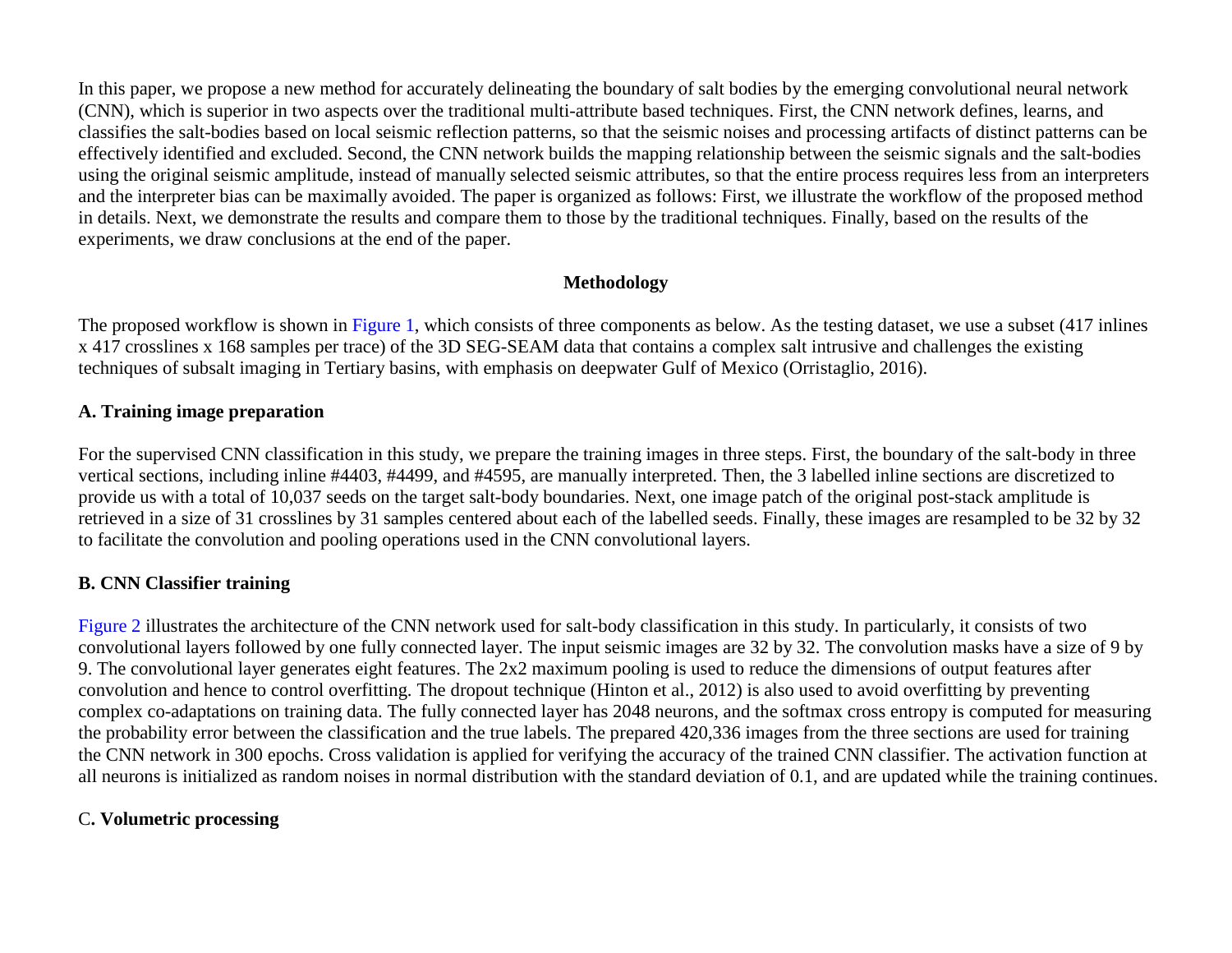In this paper, we propose a new method for accurately delineating the boundary of salt bodies by the emerging convolutional neural network (CNN), which is superior in two aspects over the traditional multi-attribute based techniques. First, the CNN network defines, learns, and classifies the salt-bodies based on local seismic reflection patterns, so that the seismic noises and processing artifacts of distinct patterns can be effectively identified and excluded. Second, the CNN network builds the mapping relationship between the seismic signals and the salt-bodies using the original seismic amplitude, instead of manually selected seismic attributes, so that the entire process requires less from an interpreters and the interpreter bias can be maximally avoided. The paper is organized as follows: First, we illustrate the workflow of the proposed method in details. Next, we demonstrate the results and compare them to those by the traditional techniques. Finally, based on the results of the experiments, we draw conclusions at the end of the paper.

## Methodology

The proposed workflow is shown in Figure 1, which consists of three components as below. As the testing dataset, we use a subset (417 inlines x 417 crosslines x 168 samples per trace) of the 3D SEG-SEAM data that contains a complex salt intrusive and challenges the existing techniques of subsalt imaging in Tertiary basins, with emphasis on deepwater Gulf of Mexico (Orristaglio, 2016).

### A. Training image preparation

For the supervised CNN classification in this study, we prepare the training images in three steps. First, the boundary of the salt-body in three vertical sections, including inline #4403, #4499, and #4595, are manually interpreted. Then, the 3 labelled inline sections are discretized to provide us with a total of 10,037 seeds on the target salt-body boundaries. Next, one image patch of the original post-stack amplitude is retrieved in a size of 31 crosslines by 31 samples centered about each of the labelled seeds. Finally, these images are resampled to be 32 by 32 to facilitate the convolution and pooling operations used in the CNN convolutional layers.

### B. CNN Classifier training

Figure 2 illustrates the architecture of the CNN network used for salt-body classification in this study. In particularly, it consists of two convolutional layers followed by one fully connected layer. The input seismic images are 32 by 32. The convolution masks have a size of 9 by 9. The convolutional layer generates eight features. The 2x2 maximum pooling is used to reduce the dimensions of output features after convolution and hence to control overfitting. The dropout technique (Hinton et al., 2012) is also used to avoid overfitting by preventing complex co-adaptations on training data. The fully connected layer has 2048 neurons, and the softmax cross entropy is computed for measuring the probability error between the classification and the true labels. The prepared 420,336 images from the three sections are used for training the CNN network in 300 epochs. Cross validation is applied for verifying the accuracy of the trained CNN classifier. The activation function at all neurons is initialized as random noises in normal distribution with the standard deviation of 0.1, and are updated while the training continues.

### C. Volumetric processing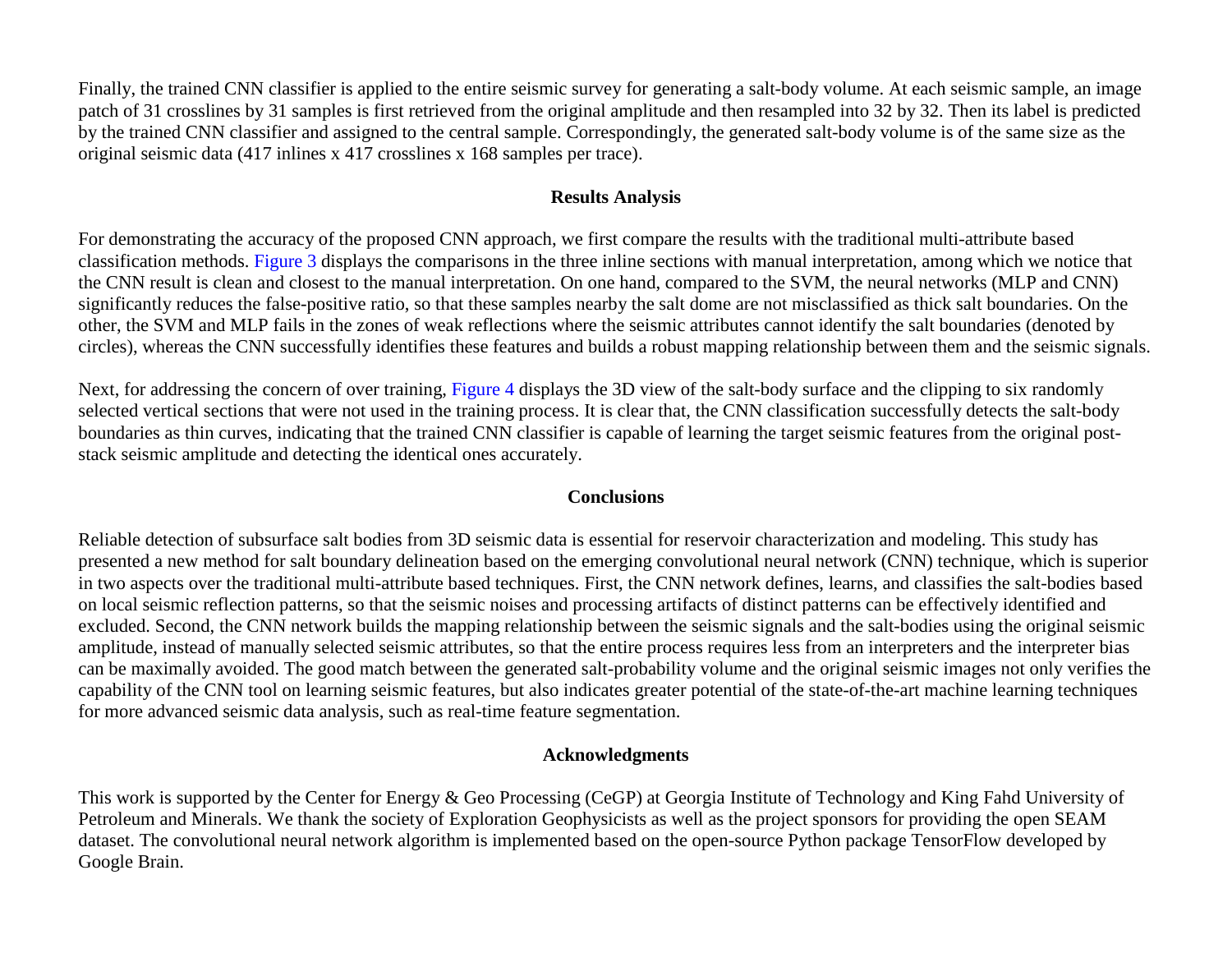Finally, the trained CNN classifier is applied to the entire seismic survey for generating a salt-body volume. At each seismic sample, an image patch of 31 crosslines by 31 samples is first retrieved from the original amplitude and then resampled into 32 by 32. Then its label is predicted by the trained CNN classifier and assigned to the central sample. Correspondingly, the generated salt-body volume is of the same size as the original seismic data (417 inlines x 417 crosslines x 168 samples per trace).

## Results Analysis

For demonstrating the accuracy of the proposed CNN approach, we first compare the results with the traditional multi-attribute based classification methods. Figure 3 displays the comparisons in the three inline sections with manual interpretation, among which we notice that the CNN result is clean and closest to the manual interpretation. On one hand, compared to the SVM, the neural networks (MLP and CNN) significantly reduces the false-positive ratio, so that these samples nearby the salt dome are not misclassified as thick salt boundaries. On the other, the SVM and MLP fails in the zones of weak reflections where the seismic attributes cannot identify the salt boundaries (denoted by circles), whereas the CNN successfully identifies these features and builds a robust mapping relationship between them and the seismic signals.

Next, for addressing the concern of over training, Figure 4 displays the 3D view of the salt-body surface and the clipping to six randomly selected vertical sections that were not used in the training process. It is clear that, the CNN classification successfully detects the salt-body boundaries as thin curves, indicating that the trained CNN classifier is capable of learning the target seismic features from the original post-stack seismic amplitude and detecting the identical ones accurately.

## Conclusions

Reliable detection of subsurface salt bodies from 3D seismic data is essential for reservoir characterization and modeling. This study has presented a new method for salt boundary delineation based on the emerging convolutional neural network (CNN) technique, which is superior in two aspects over the traditional multi-attribute based techniques. First, the CNN network defines, learns, and classifies the salt-bodies based on local seismic reflection patterns, so that the seismic noises and processing artifacts of distinct patterns can be effectively identified and excluded. Second, the CNN network builds the mapping relationship between the seismic signals and the salt-bodies using the original seismic amplitude, instead of manually selected seismic attributes, so that the entire process requires less from an interpreters and the interpreter bias can be maximally avoided. The good match between the generated salt-probability volume and the original seismic images not only verifies the capability of the CNN tool on learning seismic features, but also indicates greater potential of the state-of-the-art machine learning techniques for more advanced seismic data analysis, such as real-time feature segmentation.

## Acknowledgments

This work is supported by the Center for Energy & Geo Processing (CeGP) at Georgia Institute of Technology and King Fahd University of Petroleum and Minerals. We thank the society of Exploration Geophysicists as well as the project sponsors for providing the open SEAM dataset. The convolutional neural network algorithm is implemented based on the open-source Python package TensorFlow developed by Google Brain.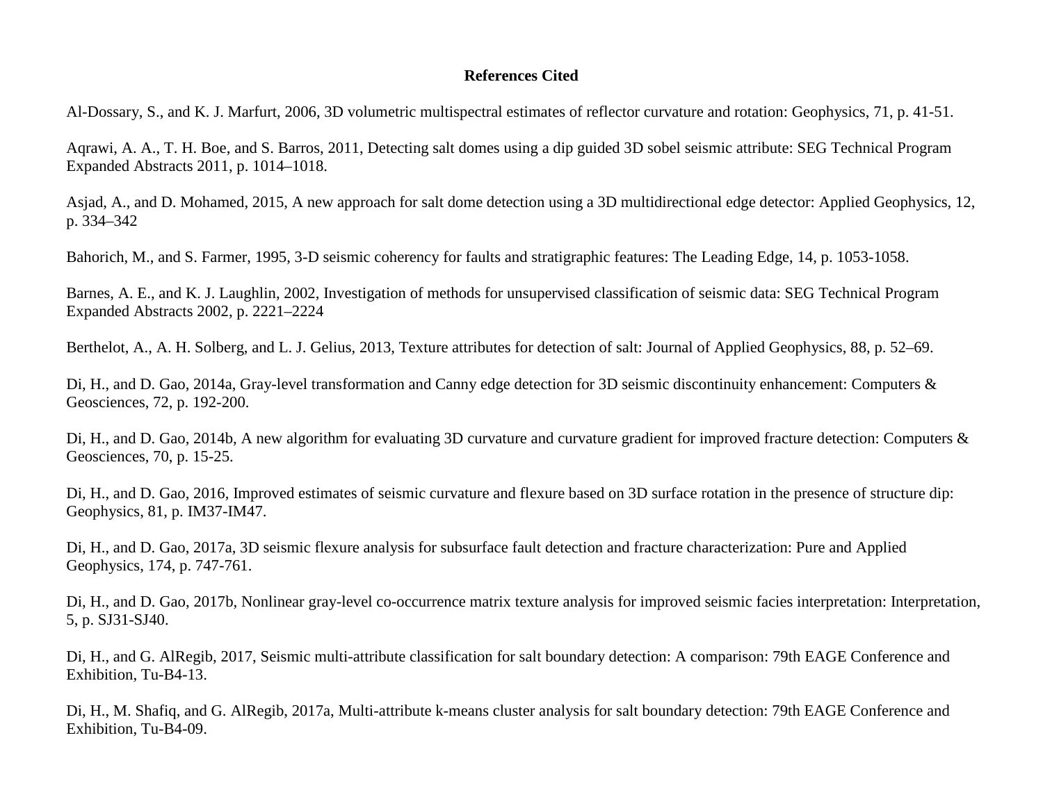## References Cited

Al-Dossary, S., and K. J. Marfurt, 2006, 3D volumetric multispectral estimates of reflector curvature and rotation: Geophysics, 71, p. 41-51.

Aqrawi, A. A., T. H. Boe, and S. Barros, 2011, Detecting salt domes using a dip guided 3D sobel seismic attribute: SEG Technical Program Expanded Abstracts 2011, p. 1014–1018.

Asjad, A., and D. Mohamed, 2015, A new approach for salt dome detection using a 3D multidirectional edge detector: Applied Geophysics, 12, p. 334–342

Bahorich, M., and S. Farmer, 1995, 3-D seismic coherency for faults and stratigraphic features: The Leading Edge, 14, p. 1053-1058.

Barnes, A. E., and K. J. Laughlin, 2002, Investigation of methods for unsupervised classification of seismic data: SEG Technical Program Expanded Abstracts 2002, p. 2221–2224

Berthelot, A., A. H. Solberg, and L. J. Gelius, 2013, Texture attributes for detection of salt: Journal of Applied Geophysics, 88, p. 52–69.

Di, H., and D. Gao, 2014a, Gray-level transformation and Canny edge detection for 3D seismic discontinuity enhancement: Computers & Geosciences, 72, p. 192-200.

Di, H., and D. Gao, 2014b, A new algorithm for evaluating 3D curvature and curvature gradient for improved fracture detection: Computers & Geosciences, 70, p. 15-25.

Di, H., and D. Gao, 2016, Improved estimates of seismic curvature and flexure based on 3D surface rotation in the presence of structure dip: Geophysics, 81, p. IM37-IM47.

Di, H., and D. Gao, 2017a, 3D seismic flexure analysis for subsurface fault detection and fracture characterization: Pure and Applied Geophysics, 174, p. 747-761.

Di, H., and D. Gao, 2017b, Nonlinear gray-level co-occurrence matrix texture analysis for improved seismic facies interpretation: Interpretation, 5, p. SJ31-SJ40.

Di, H., and G. AlRegib, 2017, Seismic multi-attribute classification for salt boundary detection: A comparison: 79th EAGE Conference and Exhibition, Tu-B4-13.

Di, H., M. Shafiq, and G. AlRegib, 2017a, Multi-attribute k-means cluster analysis for salt boundary detection: 79th EAGE Conference and Exhibition, Tu-B4-09.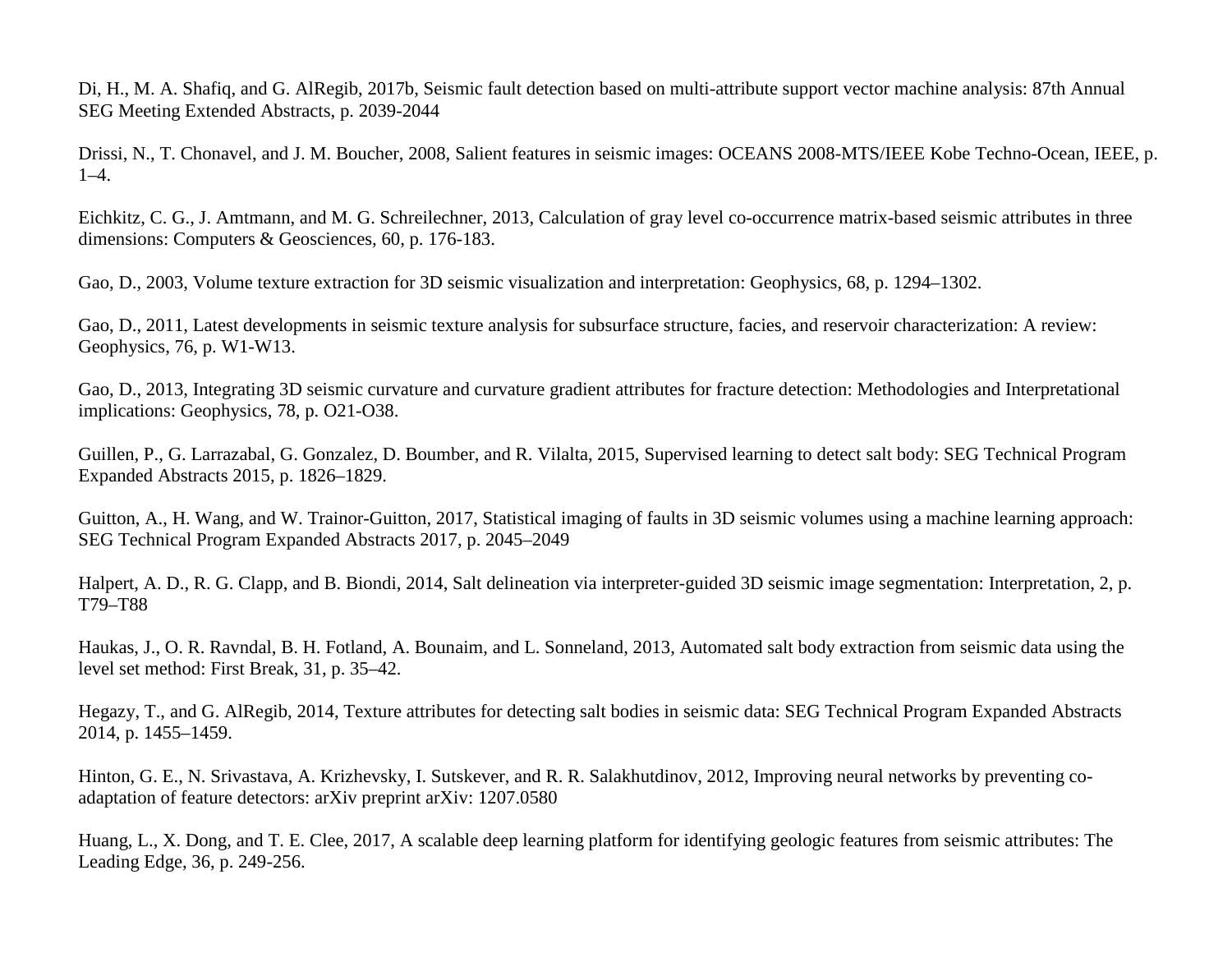Di, H., M. A. Shafiq, and G. AlRegib, 2017b, Seismic fault detection based on multi-attribute support vector machine analysis: 87th Annual SEG Meeting Extended Abstracts, p. 2039-2044

Drissi, N., T. Chonavel, and J. M. Boucher, 2008, Salient features in seismic images: OCEANS 2008-MTS/IEEE Kobe Techno-Ocean, IEEE, p. 1–4.

Eichkitz, C. G., J. Amtmann, and M. G. Schreilechner, 2013, Calculation of gray level co-occurrence matrix-based seismic attributes in three dimensions: Computers & Geosciences, 60, p. 176-183.

Gao, D., 2003, Volume texture extraction for 3D seismic visualization and interpretation: Geophysics, 68, p. 1294–1302.

Gao, D., 2011, Latest developments in seismic texture analysis for subsurface structure, facies, and reservoir characterization: A review: Geophysics, 76, p. W1-W13.

Gao, D., 2013, Integrating 3D seismic curvature and curvature gradient attributes for fracture detection: Methodologies and Interpretational implications: Geophysics, 78, p. O21-O38.

Guillen, P., G. Larrazabal, G. Gonzalez, D. Boumber, and R. Vilalta, 2015, Supervised learning to detect salt body: SEG Technical Program Expanded Abstracts 2015, p. 1826–1829.

Guitton, A., H. Wang, and W. Trainor-Guitton, 2017, Statistical imaging of faults in 3D seismic volumes using a machine learning approach: SEG Technical Program Expanded Abstracts 2017, p. 2045–2049

Halpert, A. D., R. G. Clapp, and B. Biondi, 2014, Salt delineation via interpreter-guided 3D seismic image segmentation: Interpretation, 2, p. T79–T88

Haukas, J., O. R. Ravndal, B. H. Fotland, A. Bounaim, and L. Sonneland, 2013, Automated salt body extraction from seismic data using the level set method: First Break, 31, p. 35–42.

Hegazy, T., and G. AlRegib, 2014, Texture attributes for detecting salt bodies in seismic data: SEG Technical Program Expanded Abstracts 2014, p. 1455–1459.

Hinton, G. E., N. Srivastava, A. Krizhevsky, I. Sutskever, and R. R. Salakhutdinov, 2012, Improving neural networks by preventing co-adaptation of feature detectors: arXiv preprint arXiv: 1207.0580

Huang, L., X. Dong, and T. E. Clee, 2017, A scalable deep learning platform for identifying geologic features from seismic attributes: The Leading Edge, 36, p. 249-256.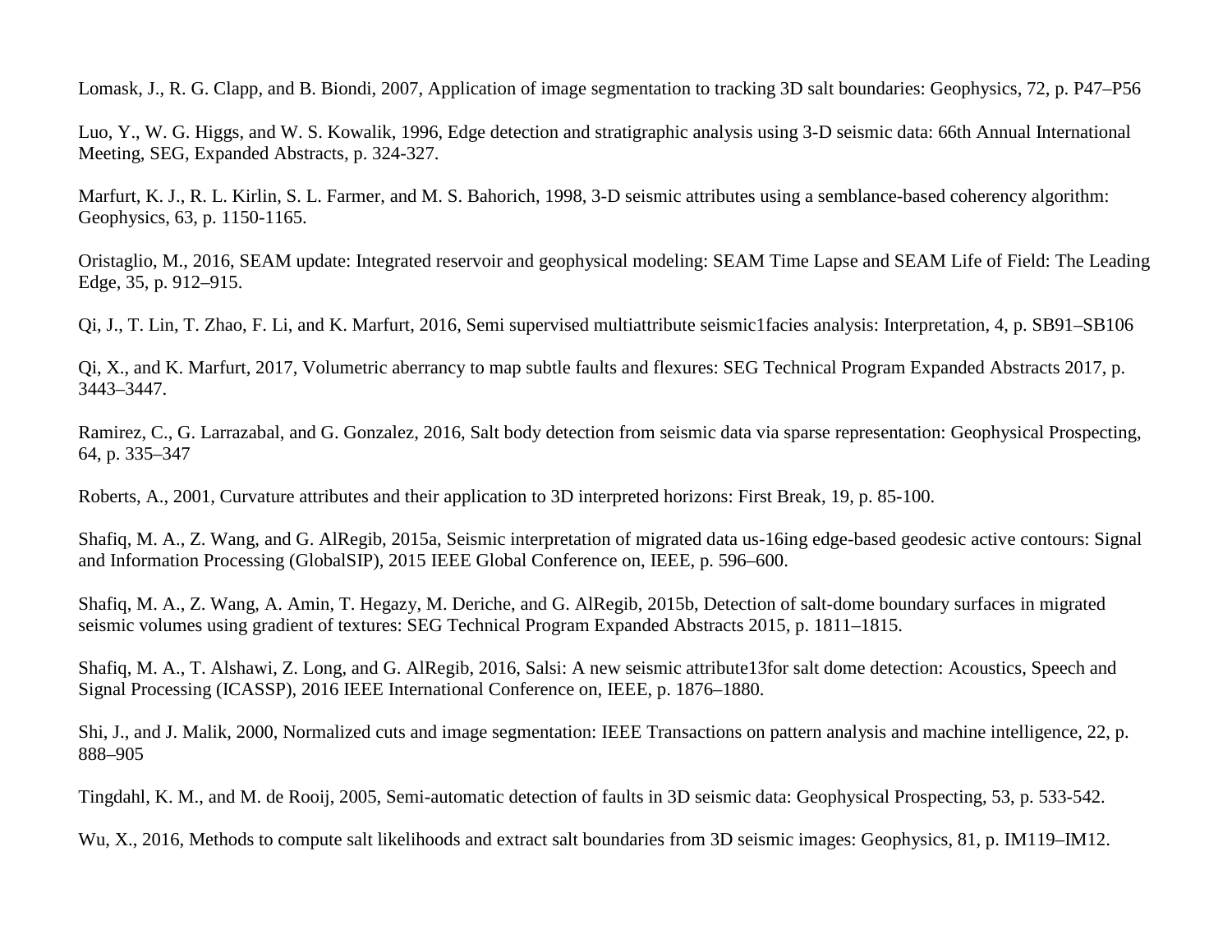Lomask, J., R. G. Clapp, and B. Biondi, 2007, Application of image segmentation to tracking 3D salt boundaries: Geophysics, 72, p. P47–P56

Luo, Y., W. G. Higgs, and W. S. Kowalik, 1996, Edge detection and stratigraphic analysis using 3-D seismic data: 66th Annual International Meeting, SEG, Expanded Abstracts, p. 324-327.

Marfurt, K. J., R. L. Kirlin, S. L. Farmer, and M. S. Bahorich, 1998, 3-D seismic attributes using a semblance-based coherency algorithm: Geophysics, 63, p. 1150-1165.

Oristaglio, M., 2016, SEAM update: Integrated reservoir and geophysical modeling: SEAM Time Lapse and SEAM Life of Field: The Leading Edge, 35, p. 912–915.

Qi, J., T. Lin, T. Zhao, F. Li, and K. Marfurt, 2016, Semi supervised multiattribute seismic1facies analysis: Interpretation, 4, p. SB91–SB106

Qi, X., and K. Marfurt, 2017, Volumetric aberrancy to map subtle faults and flexures: SEG Technical Program Expanded Abstracts 2017, p. 3443–3447.

Ramirez, C., G. Larrazabal, and G. Gonzalez, 2016, Salt body detection from seismic data via sparse representation: Geophysical Prospecting, 64, p. 335–347

Roberts, A., 2001, Curvature attributes and their application to 3D interpreted horizons: First Break, 19, p. 85-100.

Shafiq, M. A., Z. Wang, and G. AlRegib, 2015a, Seismic interpretation of migrated data us-16ing edge-based geodesic active contours: Signal and Information Processing (GlobalSIP), 2015 IEEE Global Conference on, IEEE, p. 596–600.

Shafiq, M. A., Z. Wang, A. Amin, T. Hegazy, M. Deriche, and G. AlRegib, 2015b, Detection of salt-dome boundary surfaces in migrated seismic volumes using gradient of textures: SEG Technical Program Expanded Abstracts 2015, p. 1811–1815.

Shafiq, M. A., T. Alshawi, Z. Long, and G. AlRegib, 2016, Salsi: A new seismic attribute13for salt dome detection: Acoustics, Speech and Signal Processing (ICASSP), 2016 IEEE International Conference on, IEEE, p. 1876–1880.

Shi, J., and J. Malik, 2000, Normalized cuts and image segmentation: IEEE Transactions on pattern analysis and machine intelligence, 22, p. 888–905

Tingdahl, K. M., and M. de Rooij, 2005, Semi-automatic detection of faults in 3D seismic data: Geophysical Prospecting, 53, p. 533-542.

Wu, X., 2016, Methods to compute salt likelihoods and extract salt boundaries from 3D seismic images: Geophysics, 81, p. IM119–IM12.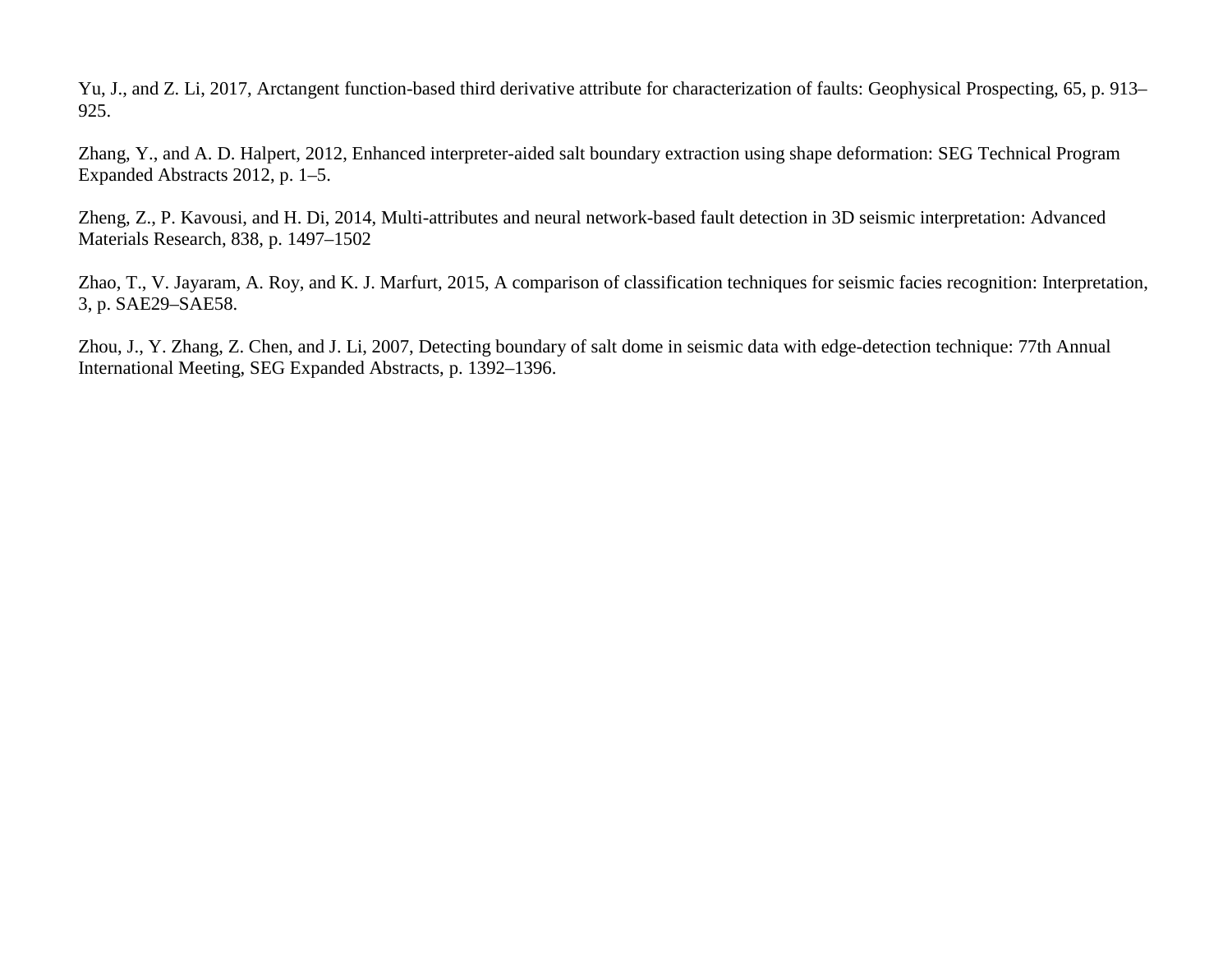Yu, J., and Z. Li, 2017, Arctangent function-based third derivative attribute for characterization of faults: Geophysical Prospecting, 65, p. 913–925.

Zhang, Y., and A. D. Halpert, 2012, Enhanced interpreter-aided salt boundary extraction using shape deformation: SEG Technical Program Expanded Abstracts 2012, p. 1–5.

Zheng, Z., P. Kavousi, and H. Di, 2014, Multi-attributes and neural network-based fault detection in 3D seismic interpretation: Advanced Materials Research, 838, p. 1497–1502

Zhao, T., V. Jayaram, A. Roy, and K. J. Marfurt, 2015, A comparison of classification techniques for seismic facies recognition: Interpretation, 3, p. SAE29–SAE58.

Zhou, J., Y. Zhang, Z. Chen, and J. Li, 2007, Detecting boundary of salt dome in seismic data with edge-detection technique: 77th Annual International Meeting, SEG Expanded Abstracts, p. 1392–1396.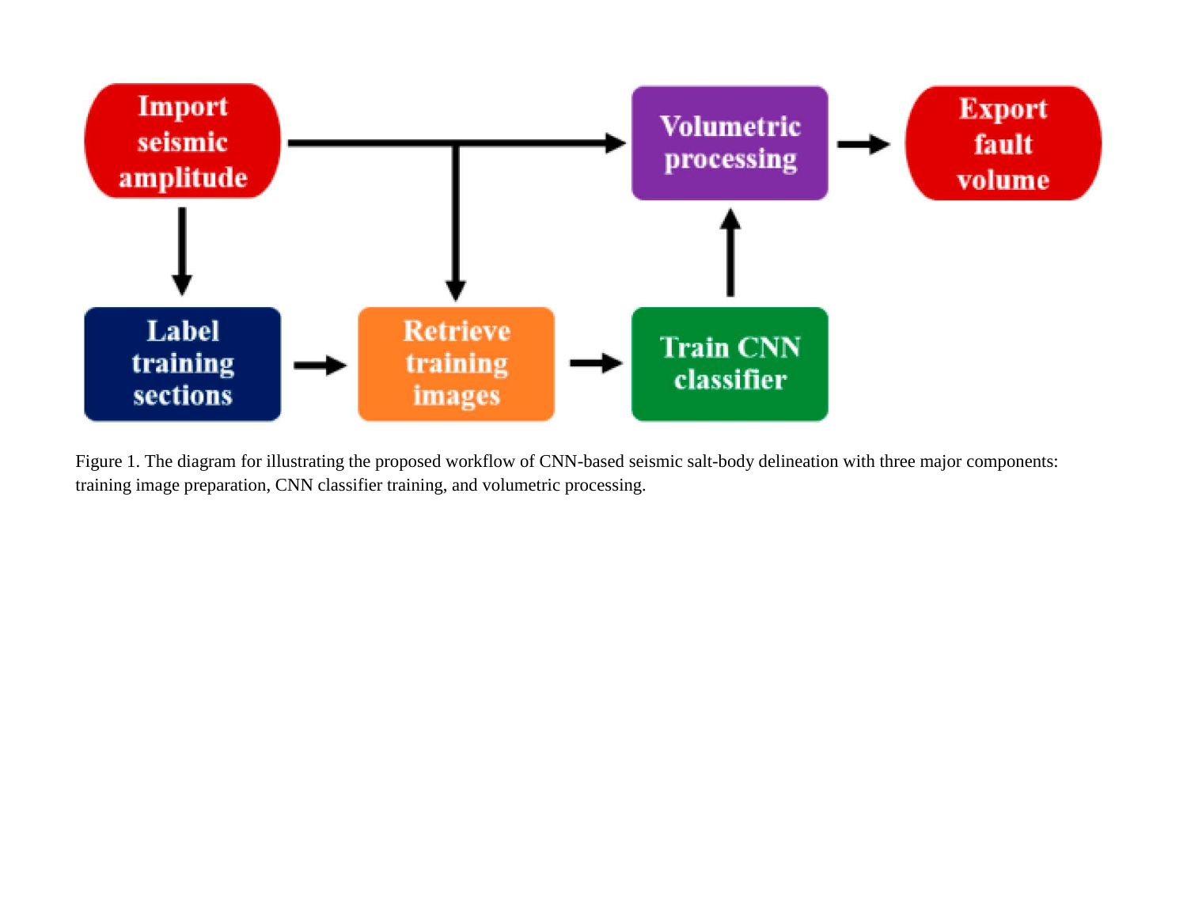Figure 1. The diagram for illustrating the proposed workflow of CNN-based seismic salt-body delineation with three major components: training image preparation, CNN classifier training, and volumetric processing.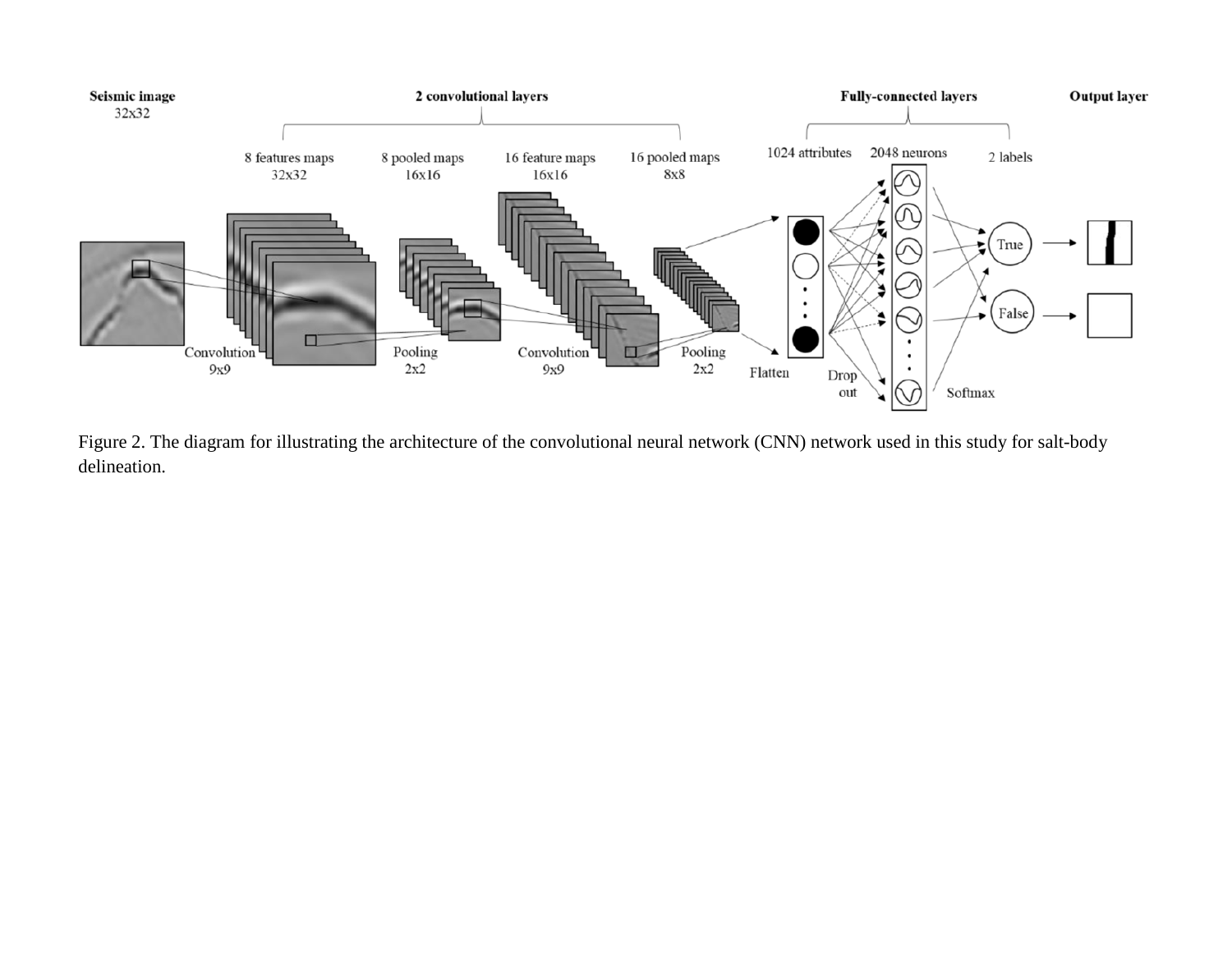Figure 2. The diagram for illustrating the architecture of the convolutional neural network (CNN) network used in this study for salt-body delineation.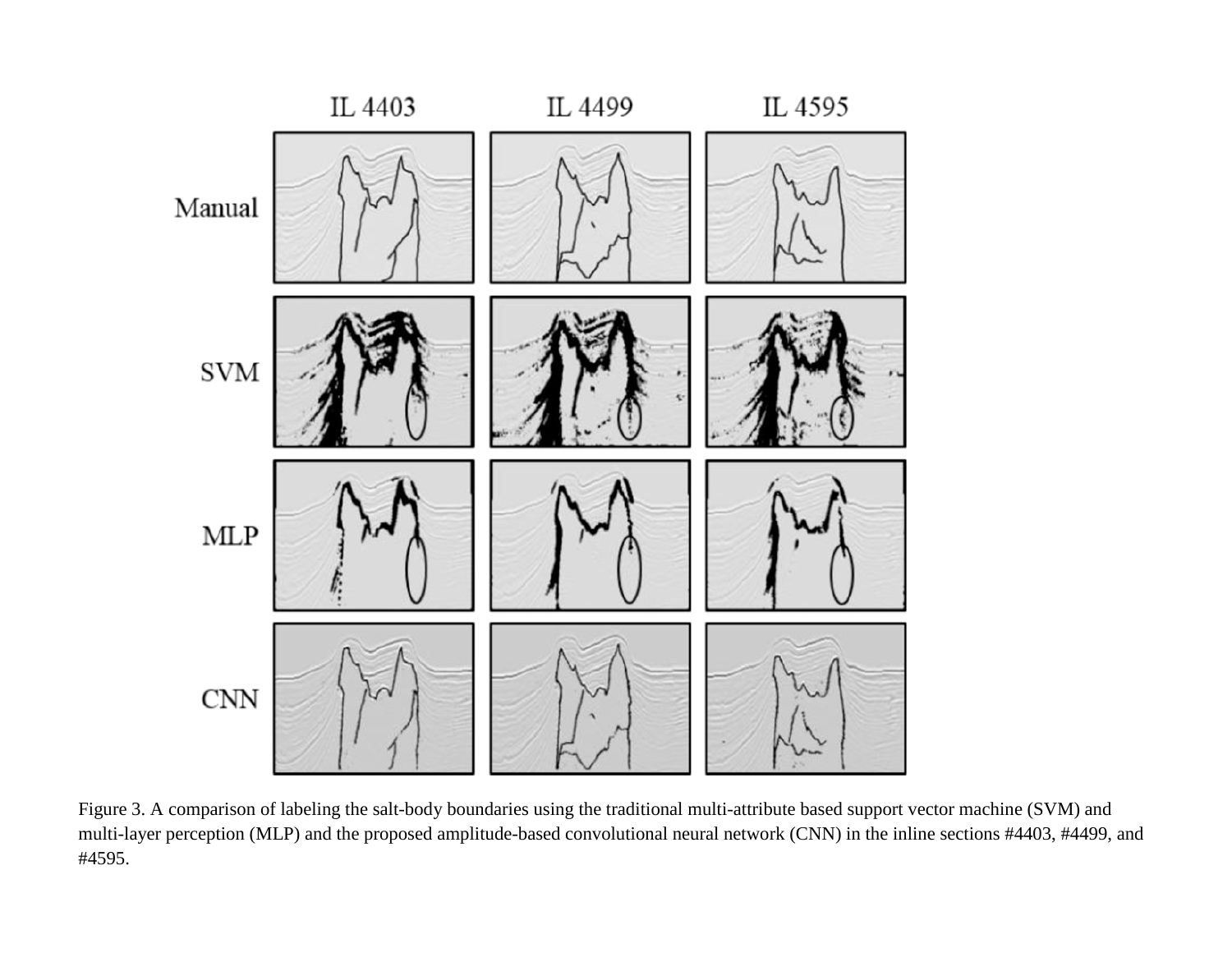Figure 3. A comparison of labeling the salt-body boundaries using the traditional multi-attribute based support vector machine (SVM) and multi-layer perception (MLP) and the proposed amplitude-based convolutional neural network (CNN) in the inline sections #4403, #4499, and #4595.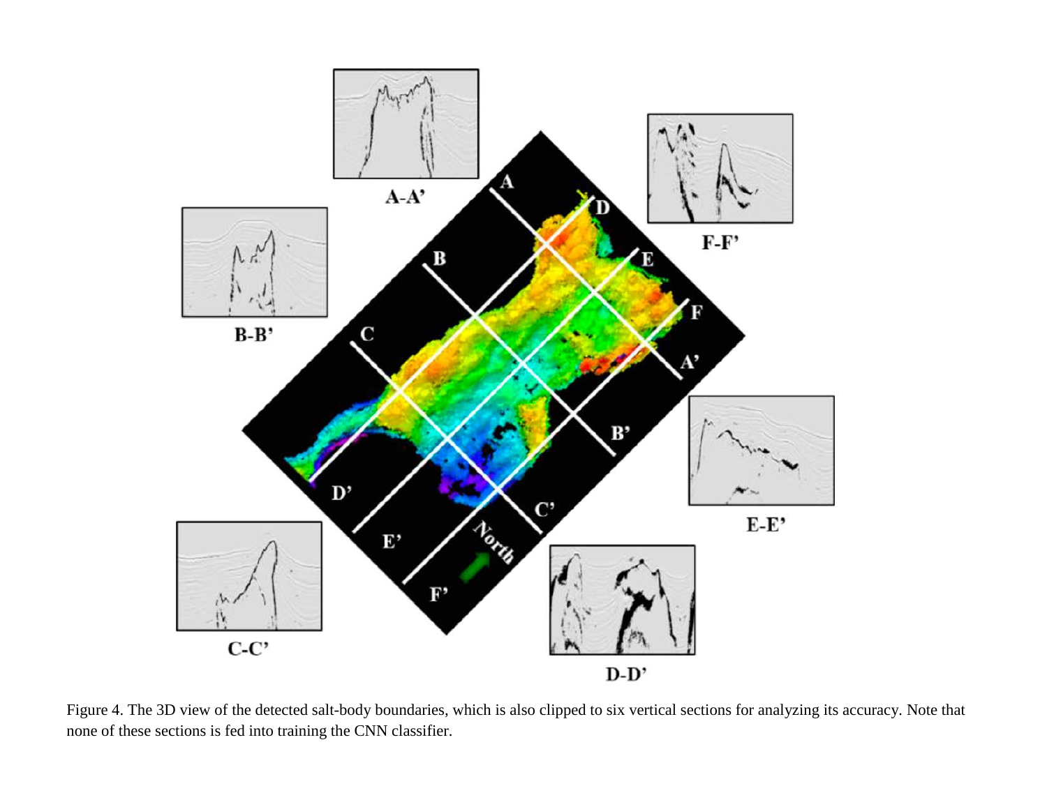A-A'

B-B'

C-C'

D-D'

E-E'

F-F'

A

B

C

D

E

F

A'

B'

C'

D'

E'

F'

North

Figure 4. The 3D view of the detected salt-body boundaries, which is also clipped to six vertical sections for analyzing its accuracy. Note that none of these sections is fed into training the CNN classifier.